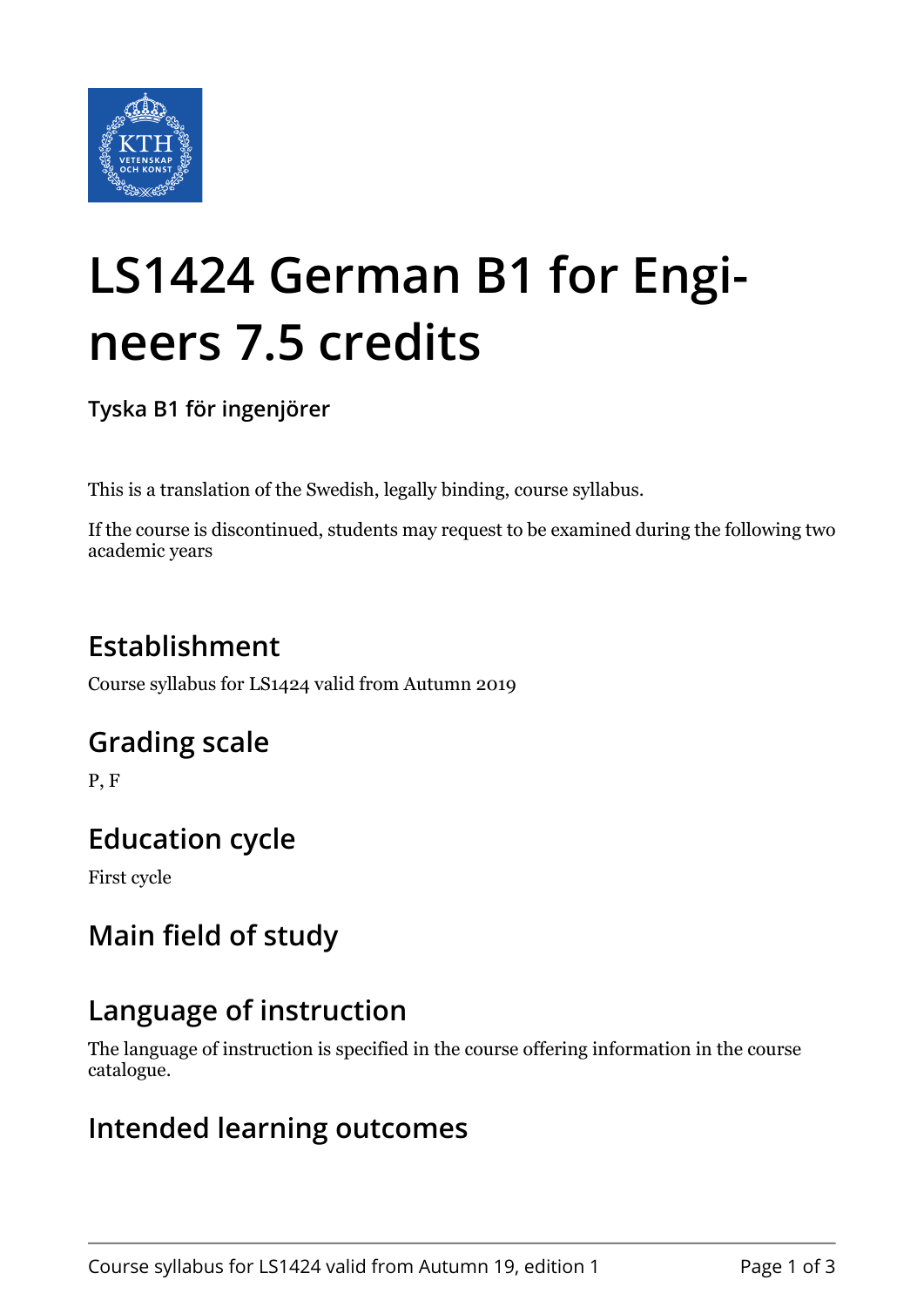# LS1424 German B1 for Engineers 7.5 credits

**Tyska B1 för ingenjörer**

This is a translation of the Swedish, legally binding, course syllabus.

If the course is discontinued, students may request to be examined during the following two academic years

## Establishment

Course syllabus for LS1424 valid from Autumn 2019

## Grading scale

P, F

## Education cycle

First cycle

## Main field of study

## Language of instruction

The language of instruction is specified in the course offering information in the course catalogue.

## Intended learning outcomes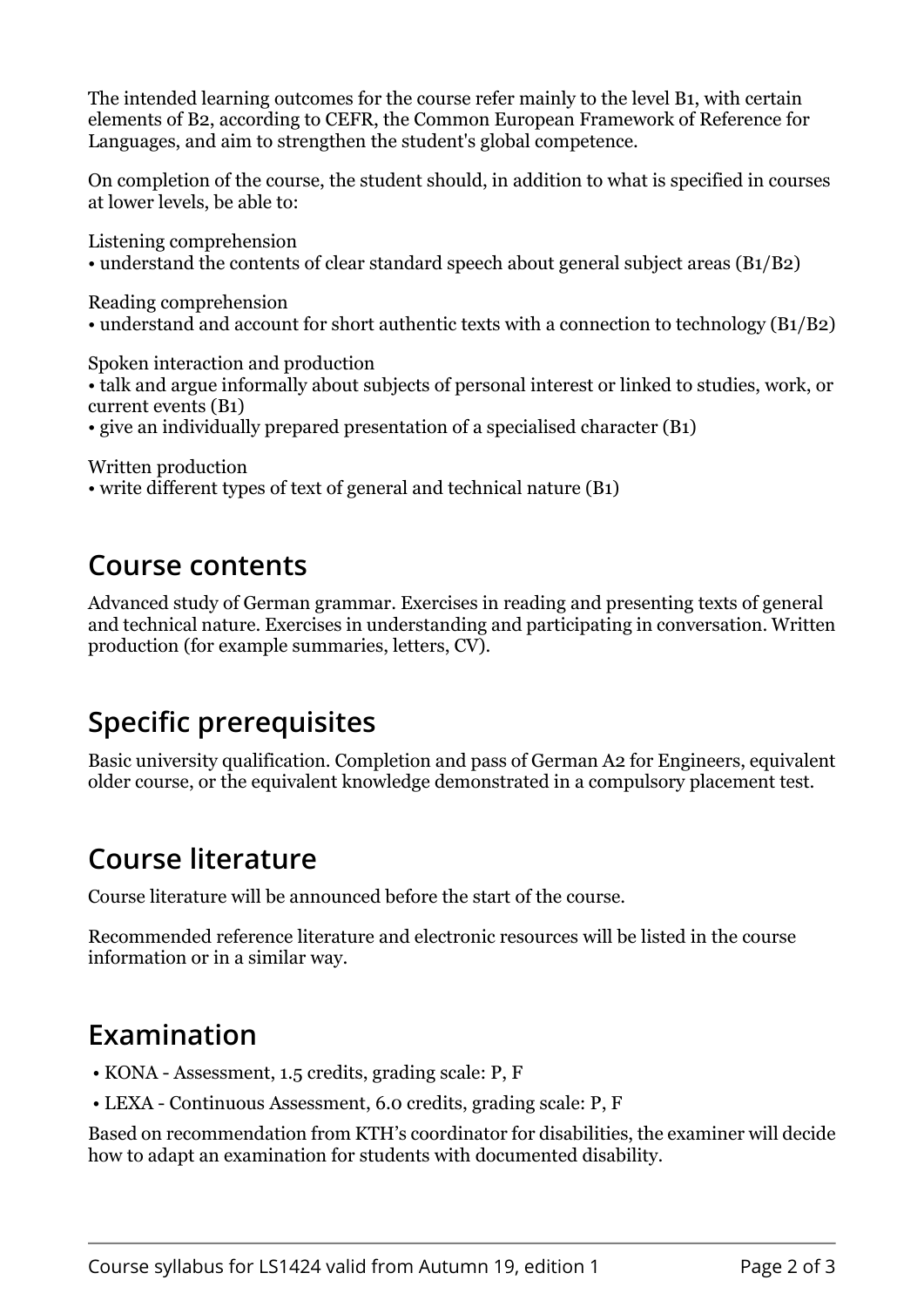The intended learning outcomes for the course refer mainly to the level B1, with certain elements of B2, according to CEFR, the Common European Framework of Reference for Languages, and aim to strengthen the student's global competence.

On completion of the course, the student should, in addition to what is specified in courses at lower levels, be able to:

Listening comprehension
• understand the contents of clear standard speech about general subject areas (B1/B2)

Reading comprehension
• understand and account for short authentic texts with a connection to technology (B1/B2)

Spoken interaction and production
• talk and argue informally about subjects of personal interest or linked to studies, work, or current events (B1)
• give an individually prepared presentation of a specialised character (B1)

Written production
• write different types of text of general and technical nature (B1)

## Course contents

Advanced study of German grammar. Exercises in reading and presenting texts of general and technical nature. Exercises in understanding and participating in conversation. Written production (for example summaries, letters, CV).

## Specific prerequisites

Basic university qualification. Completion and pass of German A2 for Engineers, equivalent older course, or the equivalent knowledge demonstrated in a compulsory placement test.

## Course literature

Course literature will be announced before the start of the course.

Recommended reference literature and electronic resources will be listed in the course information or in a similar way.

## Examination

- KONA - Assessment, 1.5 credits, grading scale: P, F
- LEXA - Continuous Assessment, 6.0 credits, grading scale: P, F

Based on recommendation from KTH's coordinator for disabilities, the examiner will decide how to adapt an examination for students with documented disability.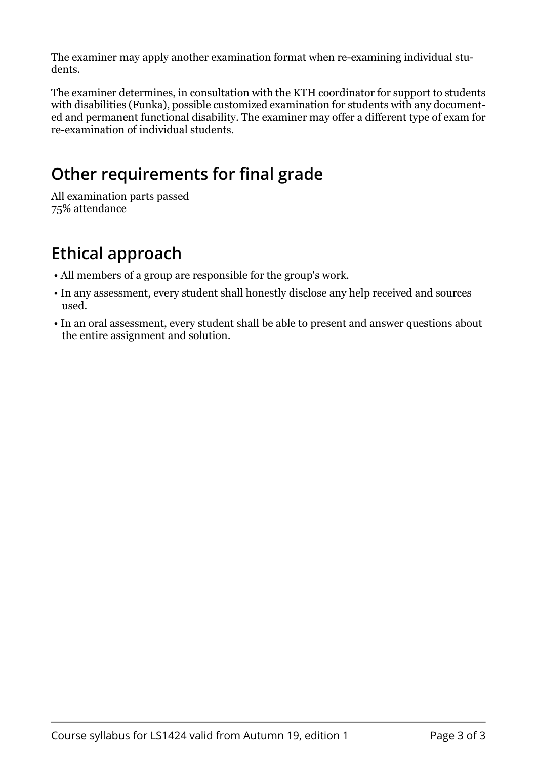The examiner may apply another examination format when re-examining individual students.

The examiner determines, in consultation with the KTH coordinator for support to students with disabilities (Funka), possible customized examination for students with any documented and permanent functional disability. The examiner may offer a different type of exam for re-examination of individual students.

## Other requirements for final grade

All examination parts passed
75% attendance

## Ethical approach

- All members of a group are responsible for the group's work.
- In any assessment, every student shall honestly disclose any help received and sources used.
- In an oral assessment, every student shall be able to present and answer questions about the entire assignment and solution.